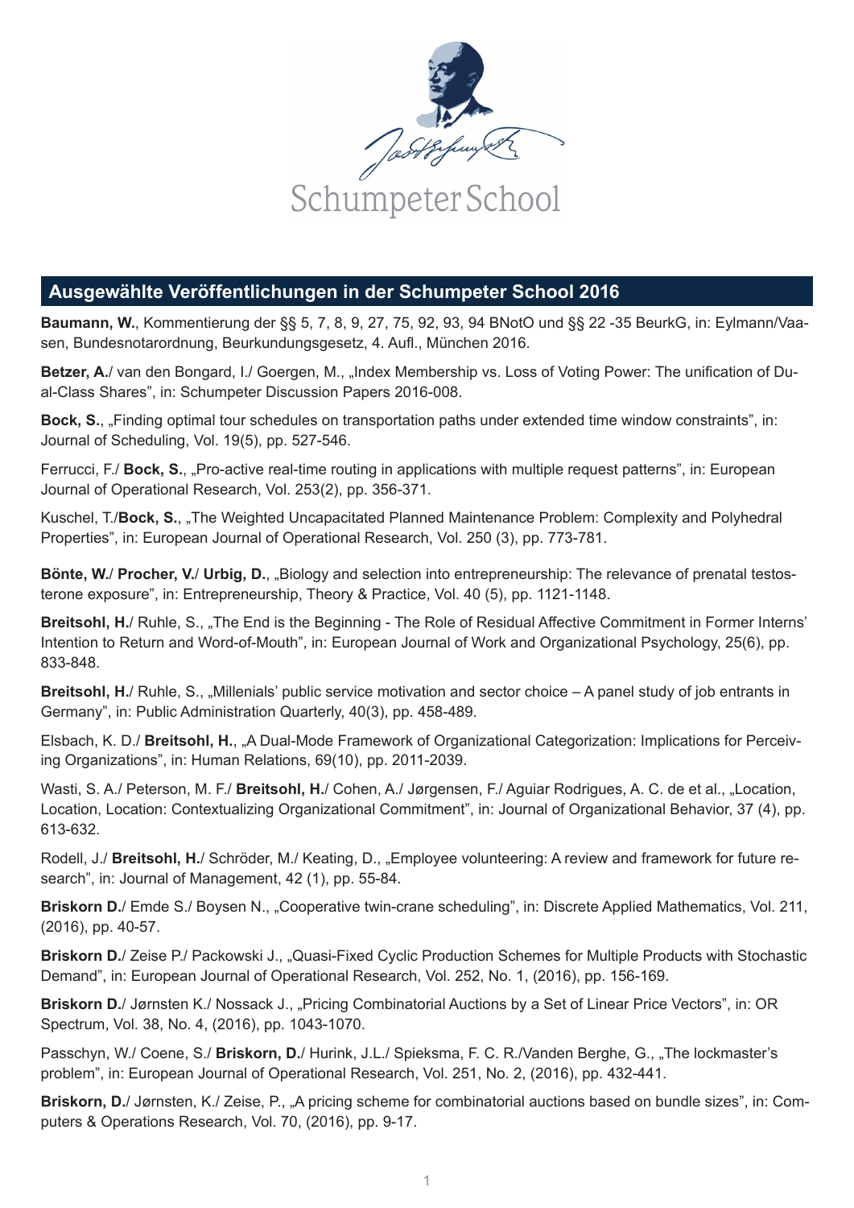Schumpeter School

## Ausgewählte Veröffentlichungen in der Schumpeter School 2016

**Baumann, W.**, Kommentierung der §§ 5, 7, 8, 9, 27, 75, 92, 93, 94 BNotO und §§ 22 -35 BeurkG, in: Eylmann/Vaasen, Bundesnotarordnung, Beurkundungsgesetz, 4. Aufl., München 2016.

**Betzer, A.**/ van den Bongard, I./ Goergen, M., „Index Membership vs. Loss of Voting Power: The unification of Dual-Class Shares", in: Schumpeter Discussion Papers 2016-008.

**Bock, S.**, „Finding optimal tour schedules on transportation paths under extended time window constraints", in: Journal of Scheduling, Vol. 19(5), pp. 527-546.

Ferrucci, F./ **Bock, S.**, „Pro-active real-time routing in applications with multiple request patterns", in: European Journal of Operational Research, Vol. 253(2), pp. 356-371.

Kuschel, T./**Bock, S.**, „The Weighted Uncapacitated Planned Maintenance Problem: Complexity and Polyhedral Properties", in: European Journal of Operational Research, Vol. 250 (3), pp. 773-781.

**Bönte, W.**/ **Procher, V.**/ **Urbig, D.**, „Biology and selection into entrepreneurship: The relevance of prenatal testosterone exposure", in: Entrepreneurship, Theory & Practice, Vol. 40 (5), pp. 1121-1148.

**Breitsohl, H.**/ Ruhle, S., „The End is the Beginning - The Role of Residual Affective Commitment in Former Interns' Intention to Return and Word-of-Mouth", in: European Journal of Work and Organizational Psychology, 25(6), pp. 833-848.

**Breitsohl, H.**/ Ruhle, S., „Millenials' public service motivation and sector choice – A panel study of job entrants in Germany", in: Public Administration Quarterly, 40(3), pp. 458-489.

Elsbach, K. D./ **Breitsohl, H.**, „A Dual-Mode Framework of Organizational Categorization: Implications for Perceiving Organizations", in: Human Relations, 69(10), pp. 2011-2039.

Wasti, S. A./ Peterson, M. F./ **Breitsohl, H.**/ Cohen, A./ Jørgensen, F./ Aguiar Rodrigues, A. C. de et al., „Location, Location, Location: Contextualizing Organizational Commitment", in: Journal of Organizational Behavior, 37 (4), pp. 613-632.

Rodell, J./ **Breitsohl, H.**/ Schröder, M./ Keating, D., „Employee volunteering: A review and framework for future research", in: Journal of Management, 42 (1), pp. 55-84.

**Briskorn D.**/ Emde S./ Boysen N., „Cooperative twin-crane scheduling", in: Discrete Applied Mathematics, Vol. 211, (2016), pp. 40-57.

**Briskorn D.**/ Zeise P./ Packowski J., „Quasi-Fixed Cyclic Production Schemes for Multiple Products with Stochastic Demand", in: European Journal of Operational Research, Vol. 252, No. 1, (2016), pp. 156-169.

**Briskorn D.**/ Jørnsten K./ Nossack J., „Pricing Combinatorial Auctions by a Set of Linear Price Vectors", in: OR Spectrum, Vol. 38, No. 4, (2016), pp. 1043-1070.

Passchyn, W./ Coene, S./ **Briskorn, D.**/ Hurink, J.L./ Spieksma, F. C. R./Vanden Berghe, G., „The lockmaster's problem", in: European Journal of Operational Research, Vol. 251, No. 2, (2016), pp. 432-441.

**Briskorn, D.**/ Jørnsten, K./ Zeise, P., „A pricing scheme for combinatorial auctions based on bundle sizes", in: Computers & Operations Research, Vol. 70, (2016), pp. 9-17.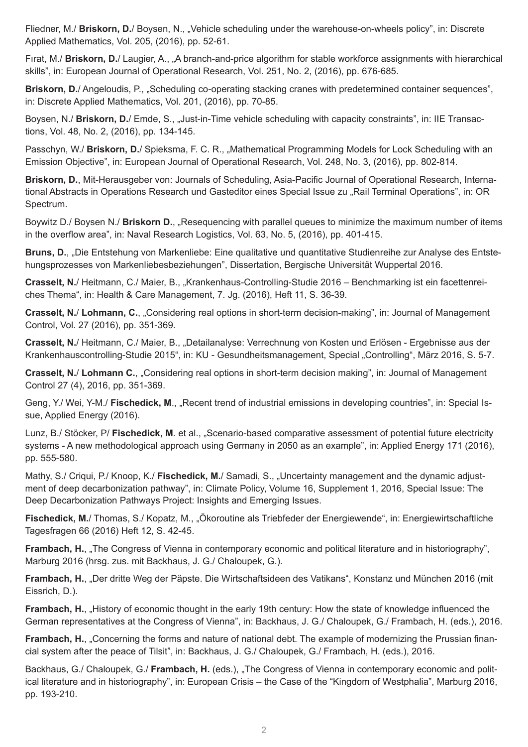Fliedner, M./ **Briskorn, D.**/ Boysen, N., „Vehicle scheduling under the warehouse-on-wheels policy", in: Discrete Applied Mathematics, Vol. 205, (2016), pp. 52-61.

Fırat, M./ **Briskorn, D.**/ Laugier, A., „A branch-and-price algorithm for stable workforce assignments with hierarchical skills", in: European Journal of Operational Research, Vol. 251, No. 2, (2016), pp. 676-685.

**Briskorn, D.**/ Angeloudis, P., „Scheduling co-operating stacking cranes with predetermined container sequences", in: Discrete Applied Mathematics, Vol. 201, (2016), pp. 70-85.

Boysen, N./ **Briskorn, D.**/ Emde, S., „Just-in-Time vehicle scheduling with capacity constraints", in: IIE Transactions, Vol. 48, No. 2, (2016), pp. 134-145.

Passchyn, W./ **Briskorn, D.**/ Spieksma, F. C. R., „Mathematical Programming Models for Lock Scheduling with an Emission Objective", in: European Journal of Operational Research, Vol. 248, No. 3, (2016), pp. 802-814.

**Briskorn, D.**, Mit-Herausgeber von: Journals of Scheduling, Asia-Pacific Journal of Operational Research, International Abstracts in Operations Research und Gasteditor eines Special Issue zu „Rail Terminal Operations", in: OR Spectrum.

Boywitz D./ Boysen N./ **Briskorn D.**, „Resequencing with parallel queues to minimize the maximum number of items in the overflow area", in: Naval Research Logistics, Vol. 63, No. 5, (2016), pp. 401-415.

**Bruns, D.**, „Die Entstehung von Markenliebe: Eine qualitative und quantitative Studienreihe zur Analyse des Entstehungsprozesses von Markenliebesbeziehungen", Dissertation, Bergische Universität Wuppertal 2016.

**Crasselt, N.**/ Heitmann, C./ Maier, B., „Krankenhaus-Controlling-Studie 2016 – Benchmarking ist ein facettenreiches Thema", in: Health & Care Management, 7. Jg. (2016), Heft 11, S. 36-39.

**Crasselt, N.**/ **Lohmann, C.**, „Considering real options in short-term decision-making", in: Journal of Management Control, Vol. 27 (2016), pp. 351-369.

**Crasselt, N.**/ Heitmann, C./ Maier, B., „Detailanalyse: Verrechnung von Kosten und Erlösen - Ergebnisse aus der Krankenhauscontrolling-Studie 2015", in: KU - Gesundheitsmanagement, Special „Controlling", März 2016, S. 5-7.

**Crasselt, N.**/ **Lohmann C.**, „Considering real options in short-term decision making", in: Journal of Management Control 27 (4), 2016, pp. 351-369.

Geng, Y./ Wei, Y-M./ **Fischedick, M**., „Recent trend of industrial emissions in developing countries", in: Special Issue, Applied Energy (2016).

Lunz, B./ Stöcker, P/ **Fischedick, M**. et al., „Scenario-based comparative assessment of potential future electricity systems - A new methodological approach using Germany in 2050 as an example", in: Applied Energy 171 (2016), pp. 555-580.

Mathy, S./ Criqui, P./ Knoop, K./ **Fischedick, M.**/ Samadi, S., „Uncertainty management and the dynamic adjustment of deep decarbonization pathway", in: Climate Policy, Volume 16, Supplement 1, 2016, Special Issue: The Deep Decarbonization Pathways Project: Insights and Emerging Issues.

**Fischedick, M.**/ Thomas, S./ Kopatz, M., „Ökoroutine als Triebfeder der Energiewende", in: Energiewirtschaftliche Tagesfragen 66 (2016) Heft 12, S. 42-45.

**Frambach, H.**, „The Congress of Vienna in contemporary economic and political literature and in historiography", Marburg 2016 (hrsg. zus. mit Backhaus, J. G./ Chaloupek, G.).

**Frambach, H.**, „Der dritte Weg der Päpste. Die Wirtschaftsideen des Vatikans", Konstanz und München 2016 (mit Eissrich, D.).

**Frambach, H.**, „History of economic thought in the early 19th century: How the state of knowledge influenced the German representatives at the Congress of Vienna", in: Backhaus, J. G./ Chaloupek, G./ Frambach, H. (eds.), 2016.

**Frambach, H.**, „Concerning the forms and nature of national debt. The example of modernizing the Prussian financial system after the peace of Tilsit", in: Backhaus, J. G./ Chaloupek, G./ Frambach, H. (eds.), 2016.

Backhaus, G./ Chaloupek, G./ **Frambach, H.** (eds.), „The Congress of Vienna in contemporary economic and political literature and in historiography", in: European Crisis – the Case of the "Kingdom of Westphalia", Marburg 2016, pp. 193-210.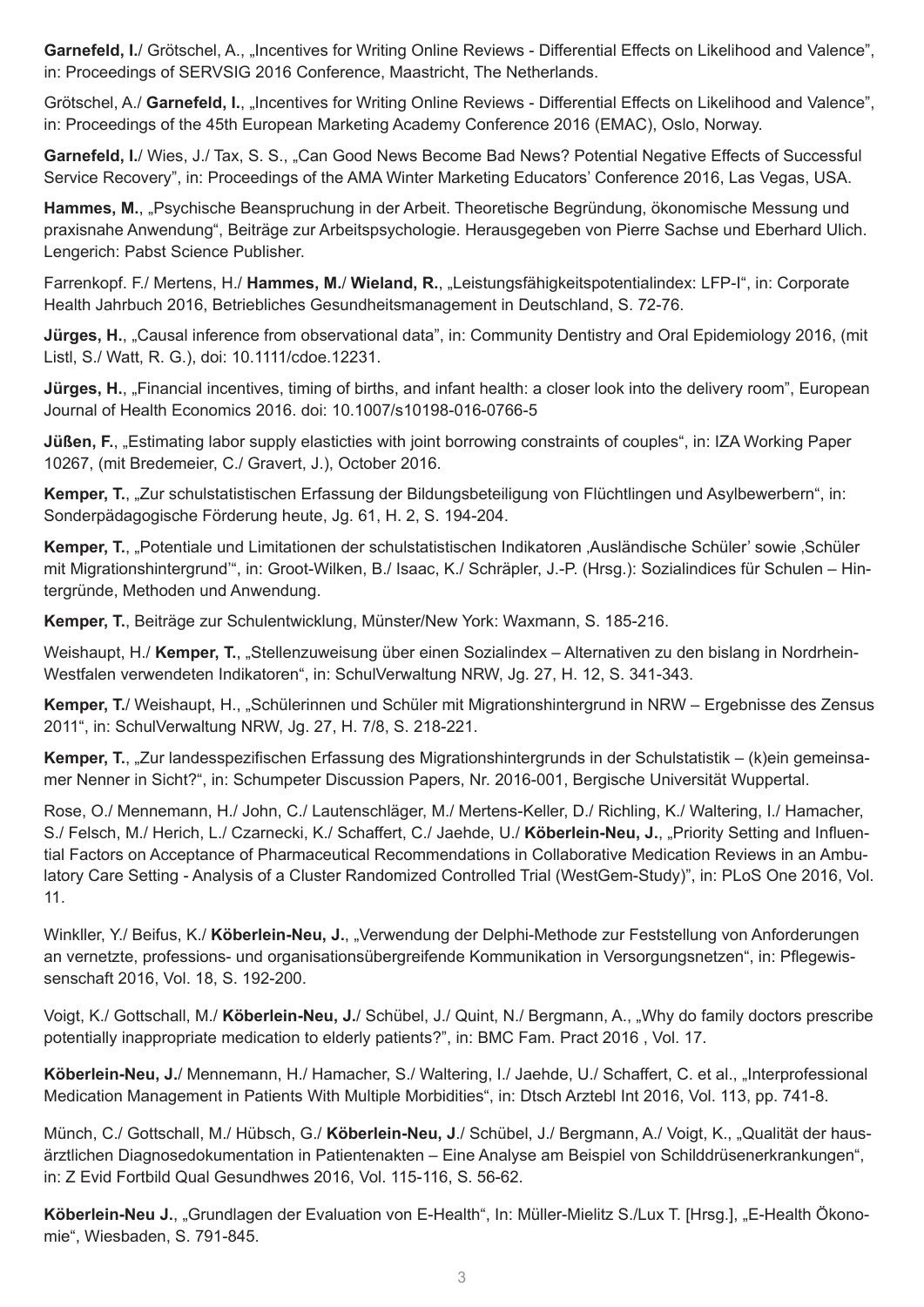**Garnefeld, I.**/ Grötschel, A., „Incentives for Writing Online Reviews - Differential Effects on Likelihood and Valence", in: Proceedings of SERVSIG 2016 Conference, Maastricht, The Netherlands.

Grötschel, A./ **Garnefeld, I.**, „Incentives for Writing Online Reviews - Differential Effects on Likelihood and Valence", in: Proceedings of the 45th European Marketing Academy Conference 2016 (EMAC), Oslo, Norway.

**Garnefeld, I.**/ Wies, J./ Tax, S. S., „Can Good News Become Bad News? Potential Negative Effects of Successful Service Recovery", in: Proceedings of the AMA Winter Marketing Educators' Conference 2016, Las Vegas, USA.

**Hammes, M.**, „Psychische Beanspruchung in der Arbeit. Theoretische Begründung, ökonomische Messung und praxisnahe Anwendung", Beiträge zur Arbeitspsychologie. Herausgegeben von Pierre Sachse und Eberhard Ulich. Lengerich: Pabst Science Publisher.

Farrenkopf. F./ Mertens, H./ **Hammes, M.**/ **Wieland, R.**, „Leistungsfähigkeitspotentialindex: LFP-I", in: Corporate Health Jahrbuch 2016, Betriebliches Gesundheitsmanagement in Deutschland, S. 72-76.

**Jürges, H.**, „Causal inference from observational data", in: Community Dentistry and Oral Epidemiology 2016, (mit Listl, S./ Watt, R. G.), doi: 10.1111/cdoe.12231.

**Jürges, H.**, „Financial incentives, timing of births, and infant health: a closer look into the delivery room", European Journal of Health Economics 2016. doi: 10.1007/s10198-016-0766-5

**Jüßen, F.**, „Estimating labor supply elasticties with joint borrowing constraints of couples", in: IZA Working Paper 10267, (mit Bredemeier, C./ Gravert, J.), October 2016.

**Kemper, T.**, „Zur schulstatistischen Erfassung der Bildungsbeteiligung von Flüchtlingen und Asylbewerbern", in: Sonderpädagogische Förderung heute, Jg. 61, H. 2, S. 194-204.

**Kemper, T.**, „Potentiale und Limitationen der schulstatistischen Indikatoren ‚Ausländische Schüler' sowie ‚Schüler mit Migrationshintergrund'", in: Groot-Wilken, B./ Isaac, K./ Schräpler, J.-P. (Hrsg.): Sozialindices für Schulen – Hintergründe, Methoden und Anwendung.

**Kemper, T.**, Beiträge zur Schulentwicklung, Münster/New York: Waxmann, S. 185-216.

Weishaupt, H./ **Kemper, T.**, „Stellenzuweisung über einen Sozialindex – Alternativen zu den bislang in Nordrhein-Westfalen verwendeten Indikatoren", in: SchulVerwaltung NRW, Jg. 27, H. 12, S. 341-343.

**Kemper, T.**/ Weishaupt, H., „Schülerinnen und Schüler mit Migrationshintergrund in NRW – Ergebnisse des Zensus 2011", in: SchulVerwaltung NRW, Jg. 27, H. 7/8, S. 218-221.

**Kemper, T.**, „Zur landesspezifischen Erfassung des Migrationshintergrunds in der Schulstatistik – (k)ein gemeinsamer Nenner in Sicht?", in: Schumpeter Discussion Papers, Nr. 2016-001, Bergische Universität Wuppertal.

Rose, O./ Mennemann, H./ John, C./ Lautenschläger, M./ Mertens-Keller, D./ Richling, K./ Waltering, I./ Hamacher, S./ Felsch, M./ Herich, L./ Czarnecki, K./ Schaffert, C./ Jaehde, U./ **Köberlein-Neu, J.**, „Priority Setting and Influential Factors on Acceptance of Pharmaceutical Recommendations in Collaborative Medication Reviews in an Ambulatory Care Setting - Analysis of a Cluster Randomized Controlled Trial (WestGem-Study)", in: PLoS One 2016, Vol. 11.

Winkller, Y./ Beifus, K./ **Köberlein-Neu, J.**, „Verwendung der Delphi-Methode zur Feststellung von Anforderungen an vernetzte, professions- und organisationsübergreifende Kommunikation in Versorgungsnetzen", in: Pflegewissenschaft 2016, Vol. 18, S. 192-200.

Voigt, K./ Gottschall, M./ **Köberlein-Neu, J.**/ Schübel, J./ Quint, N./ Bergmann, A., „Why do family doctors prescribe potentially inappropriate medication to elderly patients?", in: BMC Fam. Pract 2016 , Vol. 17.

**Köberlein-Neu, J.**/ Mennemann, H./ Hamacher, S./ Waltering, I./ Jaehde, U./ Schaffert, C. et al., „Interprofessional Medication Management in Patients With Multiple Morbidities", in: Dtsch Arztebl Int 2016, Vol. 113, pp. 741-8.

Münch, C./ Gottschall, M./ Hübsch, G./ **Köberlein-Neu, J**./ Schübel, J./ Bergmann, A./ Voigt, K., „Qualität der hausärztlichen Diagnosedokumentation in Patientenakten – Eine Analyse am Beispiel von Schilddrüsenerkrankungen", in: Z Evid Fortbild Qual Gesundhwes 2016, Vol. 115-116, S. 56-62.

**Köberlein-Neu J.**, „Grundlagen der Evaluation von E-Health", In: Müller-Mielitz S./Lux T. [Hrsg.], „E-Health Ökonomie", Wiesbaden, S. 791-845.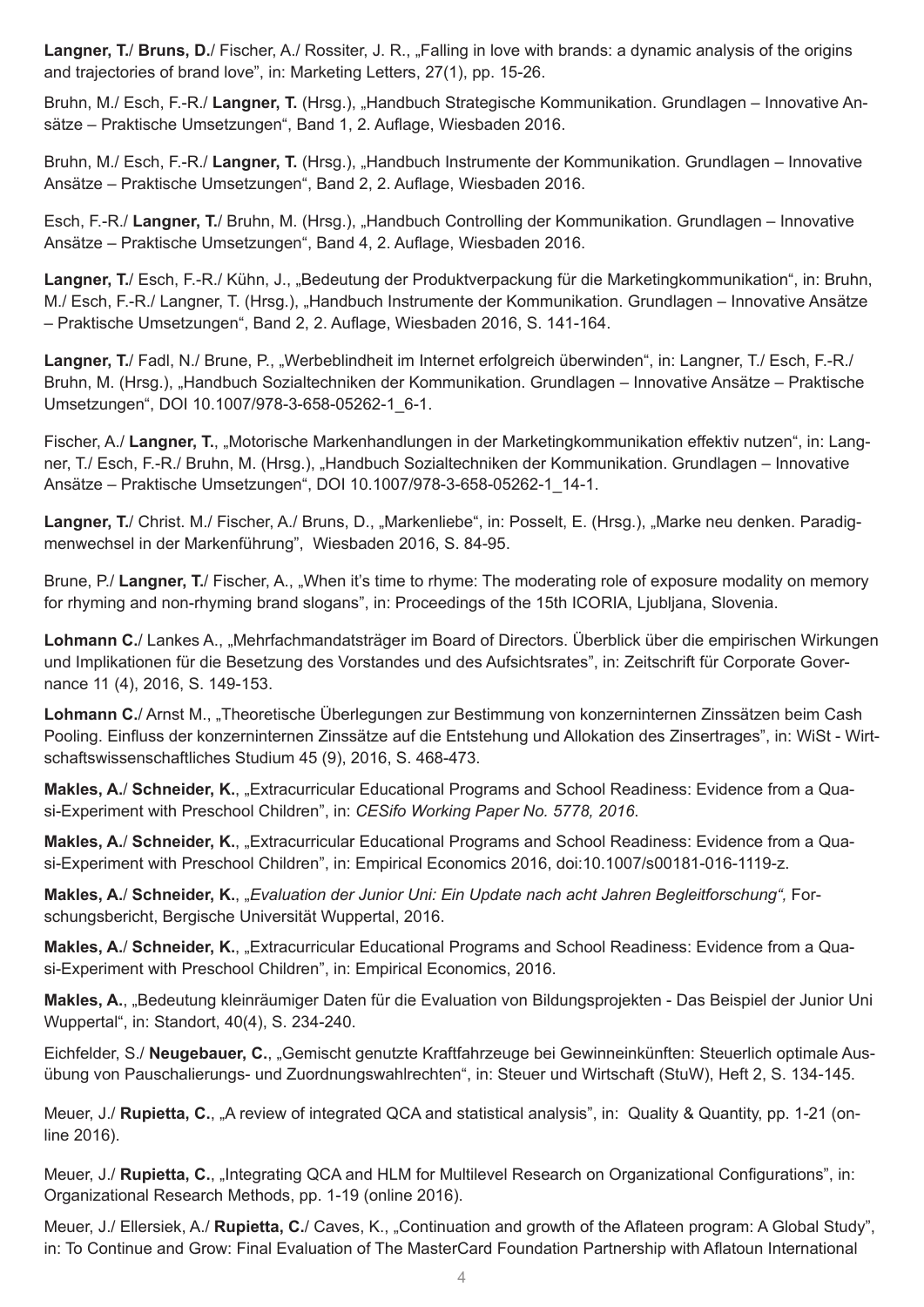**Langner, T.**/ **Bruns, D.**/ Fischer, A./ Rossiter, J. R., „Falling in love with brands: a dynamic analysis of the origins and trajectories of brand love", in: Marketing Letters, 27(1), pp. 15-26.

Bruhn, M./ Esch, F.-R./ **Langner, T.** (Hrsg.), „Handbuch Strategische Kommunikation. Grundlagen – Innovative Ansätze – Praktische Umsetzungen", Band 1, 2. Auflage, Wiesbaden 2016.

Bruhn, M./ Esch, F.-R./ **Langner, T.** (Hrsg.), „Handbuch Instrumente der Kommunikation. Grundlagen – Innovative Ansätze – Praktische Umsetzungen", Band 2, 2. Auflage, Wiesbaden 2016.

Esch, F.-R./ **Langner, T.**/ Bruhn, M. (Hrsg.), „Handbuch Controlling der Kommunikation. Grundlagen – Innovative Ansätze – Praktische Umsetzungen", Band 4, 2. Auflage, Wiesbaden 2016.

**Langner, T.**/ Esch, F.-R./ Kühn, J., „Bedeutung der Produktverpackung für die Marketingkommunikation", in: Bruhn, M./ Esch, F.-R./ Langner, T. (Hrsg.), „Handbuch Instrumente der Kommunikation. Grundlagen – Innovative Ansätze – Praktische Umsetzungen", Band 2, 2. Auflage, Wiesbaden 2016, S. 141-164.

**Langner, T.**/ Fadl, N./ Brune, P., „Werbeblindheit im Internet erfolgreich überwinden", in: Langner, T./ Esch, F.-R./ Bruhn, M. (Hrsg.), „Handbuch Sozialtechniken der Kommunikation. Grundlagen – Innovative Ansätze – Praktische Umsetzungen", DOI 10.1007/978-3-658-05262-1_6-1.

Fischer, A./ **Langner, T.**, „Motorische Markenhandlungen in der Marketingkommunikation effektiv nutzen", in: Langner, T./ Esch, F.-R./ Bruhn, M. (Hrsg.), „Handbuch Sozialtechniken der Kommunikation. Grundlagen – Innovative Ansätze – Praktische Umsetzungen", DOI 10.1007/978-3-658-05262-1_14-1.

**Langner, T.**/ Christ. M./ Fischer, A./ Bruns, D., „Markenliebe", in: Posselt, E. (Hrsg.), „Marke neu denken. Paradigmenwechsel in der Markenführung", Wiesbaden 2016, S. 84-95.

Brune, P./ **Langner, T.**/ Fischer, A., „When it's time to rhyme: The moderating role of exposure modality on memory for rhyming and non-rhyming brand slogans", in: Proceedings of the 15th ICORIA, Ljubljana, Slovenia.

**Lohmann C.**/ Lankes A., „Mehrfachmandatsträger im Board of Directors. Überblick über die empirischen Wirkungen und Implikationen für die Besetzung des Vorstandes und des Aufsichtsrates", in: Zeitschrift für Corporate Governance 11 (4), 2016, S. 149-153.

**Lohmann C.**/ Arnst M., „Theoretische Überlegungen zur Bestimmung von konzerninternen Zinssätzen beim Cash Pooling. Einfluss der konzerninternen Zinssätze auf die Entstehung und Allokation des Zinsertrages", in: WiSt - Wirtschaftswissenschaftliches Studium 45 (9), 2016, S. 468-473.

**Makles, A.**/ **Schneider, K.**, „Extracurricular Educational Programs and School Readiness: Evidence from a Quasi-Experiment with Preschool Children", in: *CESifo Working Paper No. 5778, 2016.*

**Makles, A.**/ **Schneider, K.**, „Extracurricular Educational Programs and School Readiness: Evidence from a Quasi-Experiment with Preschool Children", in: Empirical Economics 2016, doi:10.1007/s00181-016-1119-z.

**Makles, A.**/ **Schneider, K.**, „*Evaluation der Junior Uni: Ein Update nach acht Jahren Begleitforschung",* Forschungsbericht, Bergische Universität Wuppertal, 2016.

**Makles, A.**/ **Schneider, K.**, „Extracurricular Educational Programs and School Readiness: Evidence from a Quasi-Experiment with Preschool Children", in: Empirical Economics, 2016.

**Makles, A.**, „Bedeutung kleinräumiger Daten für die Evaluation von Bildungsprojekten - Das Beispiel der Junior Uni Wuppertal", in: Standort, 40(4), S. 234-240.

Eichfelder, S./ **Neugebauer, C.**, „Gemischt genutzte Kraftfahrzeuge bei Gewinneinkünften: Steuerlich optimale Ausübung von Pauschalierungs- und Zuordnungswahlrechten", in: Steuer und Wirtschaft (StuW), Heft 2, S. 134-145.

Meuer, J./ **Rupietta, C.**, „A review of integrated QCA and statistical analysis", in: Quality & Quantity, pp. 1-21 (online 2016).

Meuer, J./ **Rupietta, C.**, „Integrating QCA and HLM for Multilevel Research on Organizational Configurations", in: Organizational Research Methods, pp. 1-19 (online 2016).

Meuer, J./ Ellersiek, A./ **Rupietta, C.**/ Caves, K., „Continuation and growth of the Aflateen program: A Global Study", in: To Continue and Grow: Final Evaluation of The MasterCard Foundation Partnership with Aflatoun International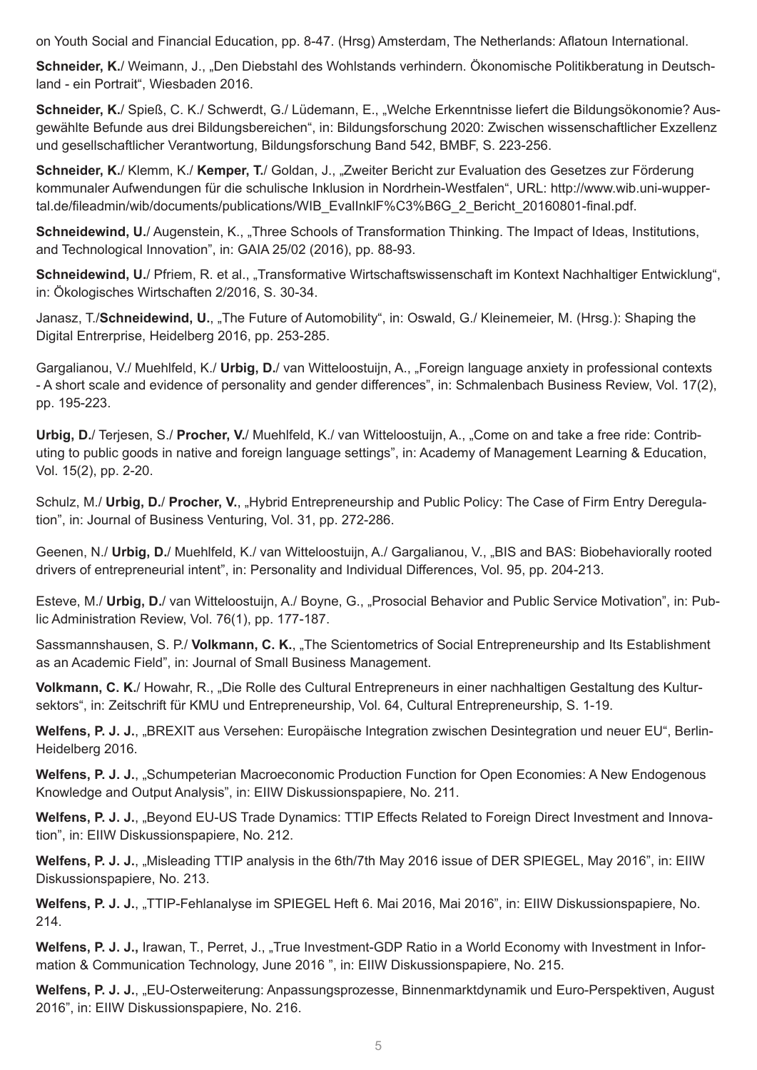on Youth Social and Financial Education, pp. 8-47. (Hrsg) Amsterdam, The Netherlands: Aflatoun International.

**Schneider, K.**/ Weimann, J., „Den Diebstahl des Wohlstands verhindern. Ökonomische Politikberatung in Deutschland - ein Portrait", Wiesbaden 2016.

**Schneider, K.**/ Spieß, C. K./ Schwerdt, G./ Lüdemann, E., „Welche Erkenntnisse liefert die Bildungsökonomie? Ausgewählte Befunde aus drei Bildungsbereichen", in: Bildungsforschung 2020: Zwischen wissenschaftlicher Exzellenz und gesellschaftlicher Verantwortung, Bildungsforschung Band 542, BMBF, S. 223-256.

**Schneider, K.**/ Klemm, K./ **Kemper, T.**/ Goldan, J., „Zweiter Bericht zur Evaluation des Gesetzes zur Förderung kommunaler Aufwendungen für die schulische Inklusion in Nordrhein-Westfalen", URL: http://www.wib.uni-wuppertal.de/fileadmin/wib/documents/publications/WIB_EvalInklF%C3%B6G_2_Bericht_20160801-final.pdf.

**Schneidewind, U.**/ Augenstein, K., „Three Schools of Transformation Thinking. The Impact of Ideas, Institutions, and Technological Innovation", in: GAIA 25/02 (2016), pp. 88-93.

**Schneidewind, U.**/ Pfriem, R. et al., „Transformative Wirtschaftswissenschaft im Kontext Nachhaltiger Entwicklung", in: Ökologisches Wirtschaften 2/2016, S. 30-34.

Janasz, T./**Schneidewind, U.**, „The Future of Automobility", in: Oswald, G./ Kleinemeier, M. (Hrsg.): Shaping the Digital Entrerprise, Heidelberg 2016, pp. 253-285.

Gargalianou, V./ Muehlfeld, K./ **Urbig, D.**/ van Witteloostuijn, A., „Foreign language anxiety in professional contexts - A short scale and evidence of personality and gender differences", in: Schmalenbach Business Review, Vol. 17(2), pp. 195-223.

**Urbig, D.**/ Terjesen, S./ **Procher, V.**/ Muehlfeld, K./ van Witteloostuijn, A., „Come on and take a free ride: Contributing to public goods in native and foreign language settings", in: Academy of Management Learning & Education, Vol. 15(2), pp. 2-20.

Schulz, M./ **Urbig, D.**/ **Procher, V.**, „Hybrid Entrepreneurship and Public Policy: The Case of Firm Entry Deregulation", in: Journal of Business Venturing, Vol. 31, pp. 272-286.

Geenen, N./ **Urbig, D.**/ Muehlfeld, K./ van Witteloostuijn, A./ Gargalianou, V., „BIS and BAS: Biobehaviorally rooted drivers of entrepreneurial intent", in: Personality and Individual Differences, Vol. 95, pp. 204-213.

Esteve, M./ **Urbig, D**./ van Witteloostuijn, A./ Boyne, G., „Prosocial Behavior and Public Service Motivation", in: Public Administration Review, Vol. 76(1), pp. 177-187.

Sassmannshausen, S. P./ **Volkmann, C. K.**, „The Scientometrics of Social Entrepreneurship and Its Establishment as an Academic Field", in: Journal of Small Business Management.

**Volkmann, C. K.**/ Howahr, R., „Die Rolle des Cultural Entrepreneurs in einer nachhaltigen Gestaltung des Kultursektors", in: Zeitschrift für KMU und Entrepreneurship, Vol. 64, Cultural Entrepreneurship, S. 1-19.

**Welfens, P. J. J.**, „BREXIT aus Versehen: Europäische Integration zwischen Desintegration und neuer EU", Berlin-Heidelberg 2016.

**Welfens, P. J. J.**, „Schumpeterian Macroeconomic Production Function for Open Economies: A New Endogenous Knowledge and Output Analysis", in: EIIW Diskussionspapiere, No. 211.

**Welfens, P. J. J.**, „Beyond EU-US Trade Dynamics: TTIP Effects Related to Foreign Direct Investment and Innovation", in: EIIW Diskussionspapiere, No. 212.

**Welfens, P. J. J.**, „Misleading TTIP analysis in the 6th/7th May 2016 issue of DER SPIEGEL, May 2016", in: EIIW Diskussionspapiere, No. 213.

**Welfens, P. J. J.**, „TTIP-Fehlanalyse im SPIEGEL Heft 6. Mai 2016, Mai 2016", in: EIIW Diskussionspapiere, No. 214.

**Welfens, P. J. J.,** Irawan, T., Perret, J., „True Investment-GDP Ratio in a World Economy with Investment in Information & Communication Technology, June 2016 ", in: EIIW Diskussionspapiere, No. 215.

**Welfens, P. J. J.**, „EU-Osterweiterung: Anpassungsprozesse, Binnenmarktdynamik und Euro-Perspektiven, August 2016", in: EIIW Diskussionspapiere, No. 216.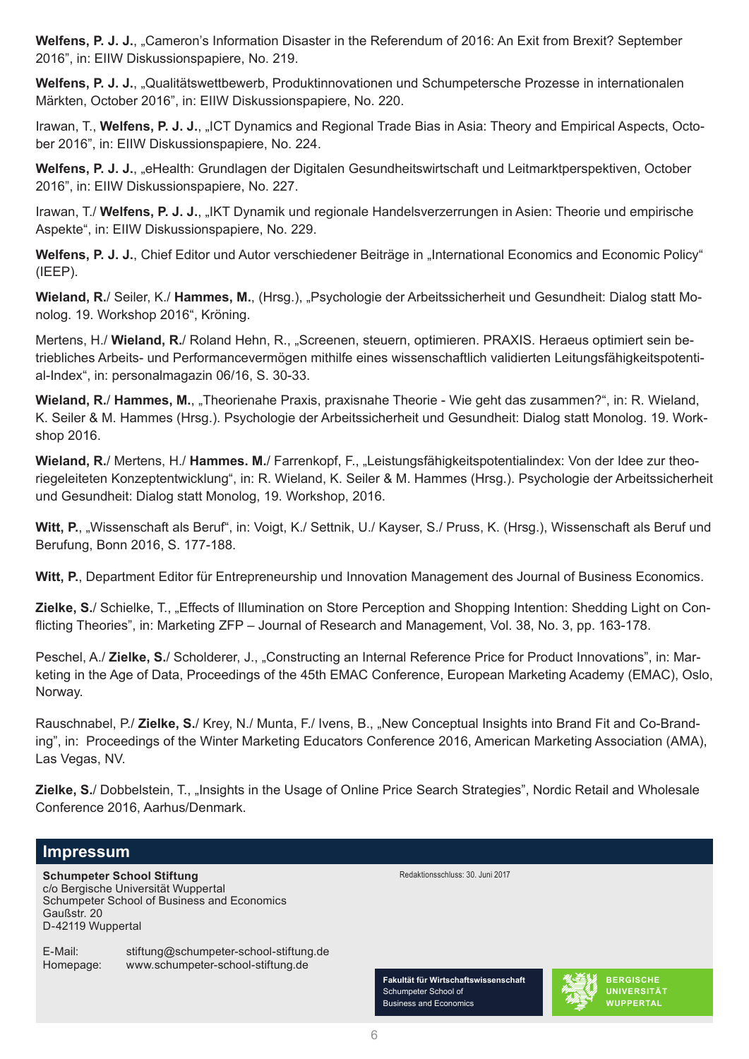**Welfens, P. J. J.**, „Cameron's Information Disaster in the Referendum of 2016: An Exit from Brexit? September 2016", in: EIIW Diskussionspapiere, No. 219.

**Welfens, P. J. J.**, „Qualitätswettbewerb, Produktinnovationen und Schumpetersche Prozesse in internationalen Märkten, October 2016", in: EIIW Diskussionspapiere, No. 220.

Irawan, T., **Welfens, P. J. J.**, „ICT Dynamics and Regional Trade Bias in Asia: Theory and Empirical Aspects, October 2016", in: EIIW Diskussionspapiere, No. 224.

**Welfens, P. J. J.**, „eHealth: Grundlagen der Digitalen Gesundheitswirtschaft und Leitmarktperspektiven, October 2016", in: EIIW Diskussionspapiere, No. 227.

Irawan, T./ **Welfens, P. J. J.**, „IKT Dynamik und regionale Handelsverzerrungen in Asien: Theorie und empirische Aspekte", in: EIIW Diskussionspapiere, No. 229.

**Welfens, P. J. J.**, Chief Editor und Autor verschiedener Beiträge in „International Economics and Economic Policy" (IEEP).

**Wieland, R.**/ Seiler, K./ **Hammes, M.**, (Hrsg.), „Psychologie der Arbeitssicherheit und Gesundheit: Dialog statt Monolog. 19. Workshop 2016", Kröning.

Mertens, H./ **Wieland, R.**/ Roland Hehn, R., „Screenen, steuern, optimieren. PRAXIS. Heraeus optimiert sein betriebliches Arbeits- und Performancevermögen mithilfe eines wissenschaftlich validierten Leitungsfähigkeitspotential-Index", in: personalmagazin 06/16, S. 30-33.

**Wieland, R.**/ **Hammes, M.**, „Theorienahe Praxis, praxisnahe Theorie - Wie geht das zusammen?", in: R. Wieland, K. Seiler & M. Hammes (Hrsg.). Psychologie der Arbeitssicherheit und Gesundheit: Dialog statt Monolog. 19. Workshop 2016.

**Wieland, R.**/ Mertens, H./ **Hammes. M.**/ Farrenkopf, F., „Leistungsfähigkeitspotentialindex: Von der Idee zur theoriegeleiteten Konzeptentwicklung", in: R. Wieland, K. Seiler & M. Hammes (Hrsg.). Psychologie der Arbeitssicherheit und Gesundheit: Dialog statt Monolog, 19. Workshop, 2016.

**Witt, P.**, „Wissenschaft als Beruf", in: Voigt, K./ Settnik, U./ Kayser, S./ Pruss, K. (Hrsg.), Wissenschaft als Beruf und Berufung, Bonn 2016, S. 177-188.

**Witt, P.**, Department Editor für Entrepreneurship und Innovation Management des Journal of Business Economics.

**Zielke, S.**/ Schielke, T., „Effects of Illumination on Store Perception and Shopping Intention: Shedding Light on Conflicting Theories", in: Marketing ZFP – Journal of Research and Management, Vol. 38, No. 3, pp. 163-178.

Peschel, A./ **Zielke, S.**/ Scholderer, J., „Constructing an Internal Reference Price for Product Innovations", in: Marketing in the Age of Data, Proceedings of the 45th EMAC Conference, European Marketing Academy (EMAC), Oslo, Norway.

Rauschnabel, P./ **Zielke, S.**/ Krey, N./ Munta, F./ Ivens, B., „New Conceptual Insights into Brand Fit and Co-Branding", in: Proceedings of the Winter Marketing Educators Conference 2016, American Marketing Association (AMA), Las Vegas, NV.

**Zielke, S.**/ Dobbelstein, T., „Insights in the Usage of Online Price Search Strategies", Nordic Retail and Wholesale Conference 2016, Aarhus/Denmark.

## Impressum

**Schumpeter School Stiftung**
c/o Bergische Universität Wuppertal
Schumpeter School of Business and Economics
Gaußstr. 20
D-42119 Wuppertal

E-Mail: stiftung@schumpeter-school-stiftung.de
Homepage: www.schumpeter-school-stiftung.de

Redaktionsschluss: 30. Juni 2017

**Fakultät für Wirtschaftswissenschaft**
Schumpeter School of Business and Economics

BERGISCHE UNIVERSITÄT WUPPERTAL